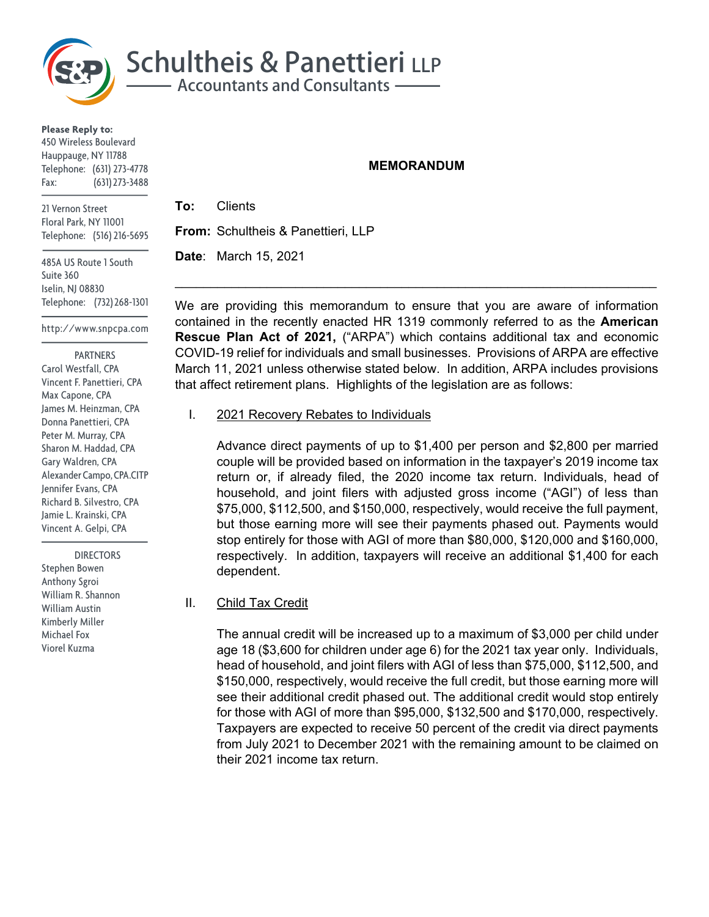# Schultheis & Panettieri LLP

Accountants and Consultants

**Please Reply to:**
450 Wireless Boulevard
Hauppauge, NY 11788
Telephone: (631) 273-4778
Fax: (631) 273-3488

21 Vernon Street
Floral Park, NY 11001
Telephone: (516) 216-5695

485A US Route 1 South
Suite 360
Iselin, NJ 08830
Telephone: (732) 268-1301

http://www.snpcpa.com

PARTNERS
Carol Westfall, CPA
Vincent F. Panettieri, CPA
Max Capone, CPA
James M. Heinzman, CPA
Donna Panettieri, CPA
Peter M. Murray, CPA
Sharon M. Haddad, CPA
Gary Waldren, CPA
Alexander Campo, CPA.CITP
Jennifer Evans, CPA
Richard B. Silvestro, CPA
Jamie L. Krainski, CPA
Vincent A. Gelpi, CPA

DIRECTORS
Stephen Bowen
Anthony Sgroi
William R. Shannon
William Austin
Kimberly Miller
Michael Fox
Viorel Kuzma

## MEMORANDUM

**To:** Clients

**From:** Schultheis & Panettieri, LLP

**Date**: March 15, 2021

---

We are providing this memorandum to ensure that you are aware of information contained in the recently enacted HR 1319 commonly referred to as the **American Rescue Plan Act of 2021,** ("ARPA") which contains additional tax and economic COVID-19 relief for individuals and small businesses. Provisions of ARPA are effective March 11, 2021 unless otherwise stated below. In addition, ARPA includes provisions that affect retirement plans. Highlights of the legislation are as follows:

I. 2021 Recovery Rebates to Individuals

Advance direct payments of up to $1,400 per person and $2,800 per married couple will be provided based on information in the taxpayer's 2019 income tax return or, if already filed, the 2020 income tax return. Individuals, head of household, and joint filers with adjusted gross income ("AGI") of less than $75,000, $112,500, and $150,000, respectively, would receive the full payment, but those earning more will see their payments phased out. Payments would stop entirely for those with AGI of more than $80,000, $120,000 and $160,000, respectively. In addition, taxpayers will receive an additional $1,400 for each dependent.

II. Child Tax Credit

The annual credit will be increased up to a maximum of $3,000 per child under age 18 ($3,600 for children under age 6) for the 2021 tax year only. Individuals, head of household, and joint filers with AGI of less than $75,000, $112,500, and $150,000, respectively, would receive the full credit, but those earning more will see their additional credit phased out. The additional credit would stop entirely for those with AGI of more than $95,000, $132,500 and $170,000, respectively. Taxpayers are expected to receive 50 percent of the credit via direct payments from July 2021 to December 2021 with the remaining amount to be claimed on their 2021 income tax return.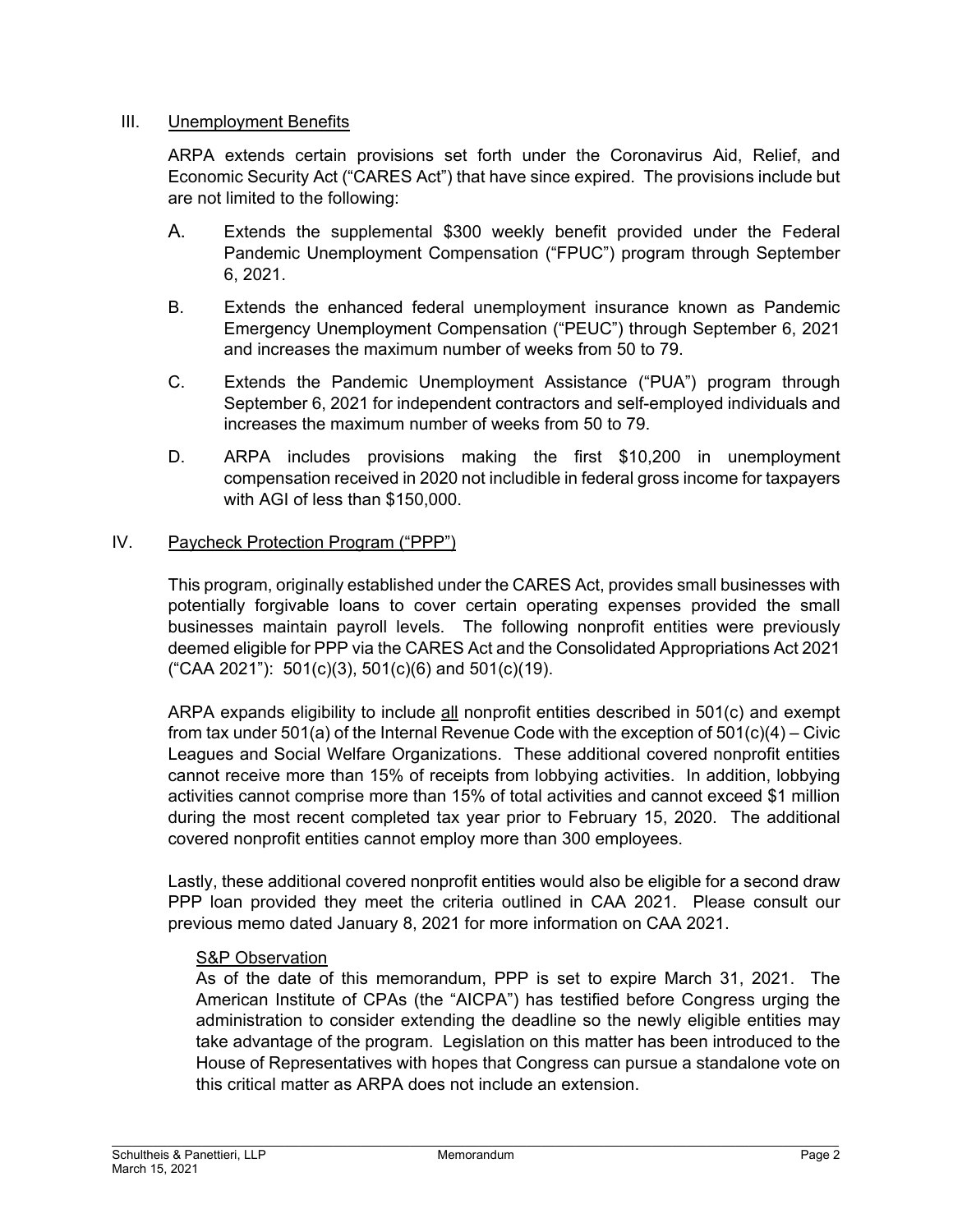## III. Unemployment Benefits

ARPA extends certain provisions set forth under the Coronavirus Aid, Relief, and Economic Security Act ("CARES Act") that have since expired. The provisions include but are not limited to the following:

A. Extends the supplemental $300 weekly benefit provided under the Federal Pandemic Unemployment Compensation ("FPUC") program through September 6, 2021.

B. Extends the enhanced federal unemployment insurance known as Pandemic Emergency Unemployment Compensation ("PEUC") through September 6, 2021 and increases the maximum number of weeks from 50 to 79.

C. Extends the Pandemic Unemployment Assistance ("PUA") program through September 6, 2021 for independent contractors and self-employed individuals and increases the maximum number of weeks from 50 to 79.

D. ARPA includes provisions making the first $10,200 in unemployment compensation received in 2020 not includible in federal gross income for taxpayers with AGI of less than $150,000.

## IV. Paycheck Protection Program ("PPP")

This program, originally established under the CARES Act, provides small businesses with potentially forgivable loans to cover certain operating expenses provided the small businesses maintain payroll levels. The following nonprofit entities were previously deemed eligible for PPP via the CARES Act and the Consolidated Appropriations Act 2021 ("CAA 2021"): 501(c)(3), 501(c)(6) and 501(c)(19).

ARPA expands eligibility to include all nonprofit entities described in 501(c) and exempt from tax under 501(a) of the Internal Revenue Code with the exception of 501(c)(4) – Civic Leagues and Social Welfare Organizations. These additional covered nonprofit entities cannot receive more than 15% of receipts from lobbying activities. In addition, lobbying activities cannot comprise more than 15% of total activities and cannot exceed $1 million during the most recent completed tax year prior to February 15, 2020. The additional covered nonprofit entities cannot employ more than 300 employees.

Lastly, these additional covered nonprofit entities would also be eligible for a second draw PPP loan provided they meet the criteria outlined in CAA 2021. Please consult our previous memo dated January 8, 2021 for more information on CAA 2021.

### S&P Observation

As of the date of this memorandum, PPP is set to expire March 31, 2021. The American Institute of CPAs (the "AICPA") has testified before Congress urging the administration to consider extending the deadline so the newly eligible entities may take advantage of the program. Legislation on this matter has been introduced to the House of Representatives with hopes that Congress can pursue a standalone vote on this critical matter as ARPA does not include an extension.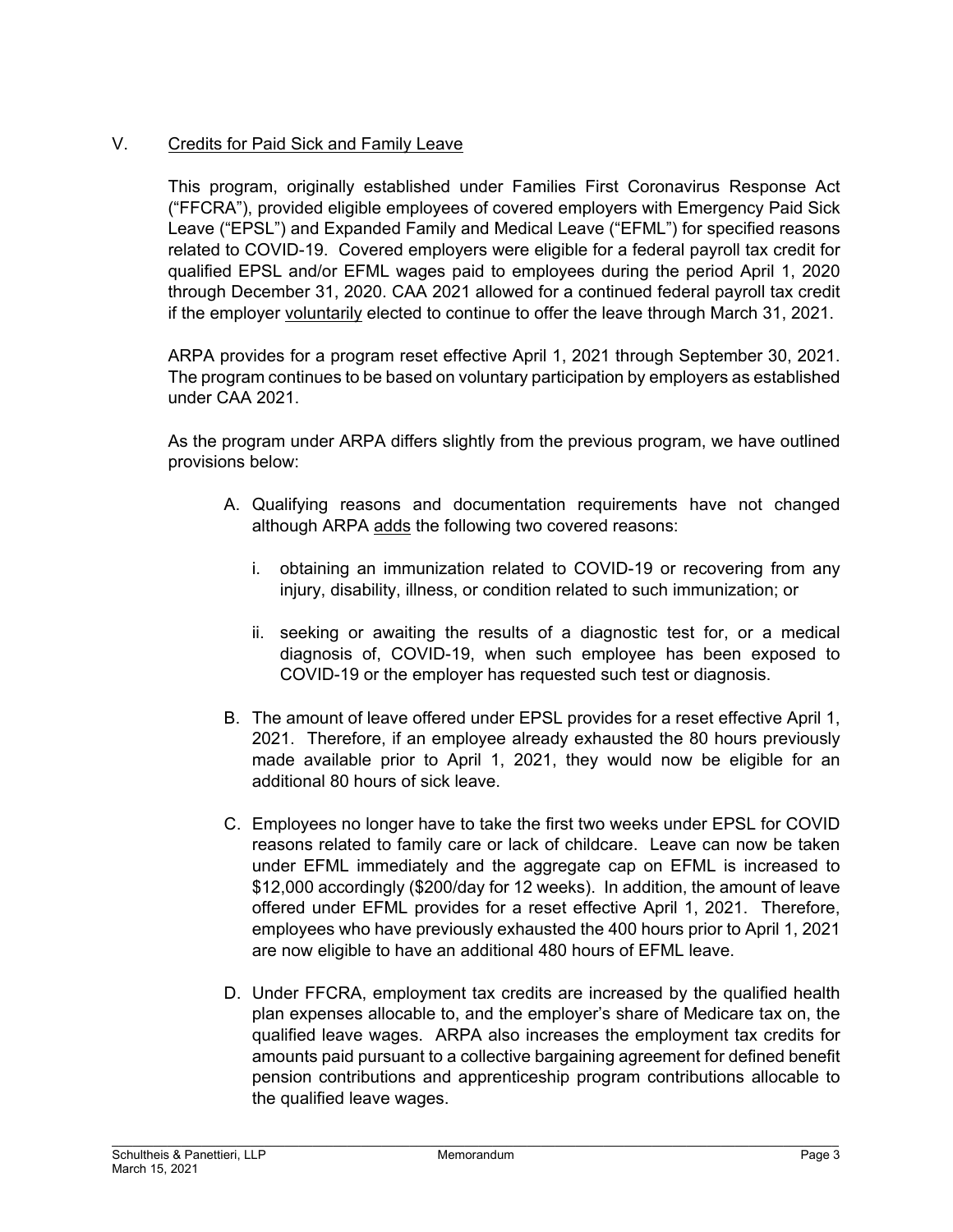## V. <u>Credits for Paid Sick and Family Leave</u>

This program, originally established under Families First Coronavirus Response Act ("FFCRA"), provided eligible employees of covered employers with Emergency Paid Sick Leave ("EPSL") and Expanded Family and Medical Leave ("EFML") for specified reasons related to COVID-19. Covered employers were eligible for a federal payroll tax credit for qualified EPSL and/or EFML wages paid to employees during the period April 1, 2020 through December 31, 2020. CAA 2021 allowed for a continued federal payroll tax credit if the employer <u>voluntarily</u> elected to continue to offer the leave through March 31, 2021.

ARPA provides for a program reset effective April 1, 2021 through September 30, 2021. The program continues to be based on voluntary participation by employers as established under CAA 2021.

As the program under ARPA differs slightly from the previous program, we have outlined provisions below:

A. Qualifying reasons and documentation requirements have not changed although ARPA <u>adds</u> the following two covered reasons:

   i. obtaining an immunization related to COVID-19 or recovering from any injury, disability, illness, or condition related to such immunization; or

   ii. seeking or awaiting the results of a diagnostic test for, or a medical diagnosis of, COVID-19, when such employee has been exposed to COVID-19 or the employer has requested such test or diagnosis.

B. The amount of leave offered under EPSL provides for a reset effective April 1, 2021. Therefore, if an employee already exhausted the 80 hours previously made available prior to April 1, 2021, they would now be eligible for an additional 80 hours of sick leave.

C. Employees no longer have to take the first two weeks under EPSL for COVID reasons related to family care or lack of childcare. Leave can now be taken under EFML immediately and the aggregate cap on EFML is increased to $12,000 accordingly ($200/day for 12 weeks). In addition, the amount of leave offered under EFML provides for a reset effective April 1, 2021. Therefore, employees who have previously exhausted the 400 hours prior to April 1, 2021 are now eligible to have an additional 480 hours of EFML leave.

D. Under FFCRA, employment tax credits are increased by the qualified health plan expenses allocable to, and the employer's share of Medicare tax on, the qualified leave wages. ARPA also increases the employment tax credits for amounts paid pursuant to a collective bargaining agreement for defined benefit pension contributions and apprenticeship program contributions allocable to the qualified leave wages.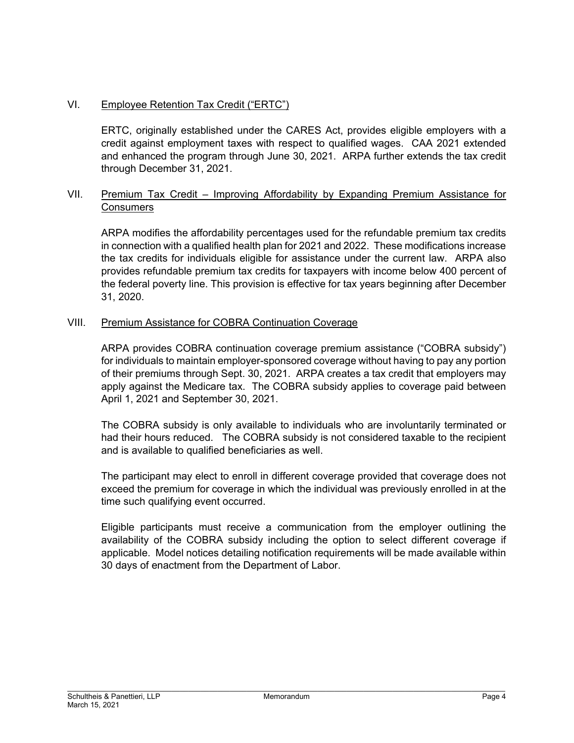## VI. Employee Retention Tax Credit ("ERTC")

ERTC, originally established under the CARES Act, provides eligible employers with a credit against employment taxes with respect to qualified wages. CAA 2021 extended and enhanced the program through June 30, 2021. ARPA further extends the tax credit through December 31, 2021.

## VII. Premium Tax Credit – Improving Affordability by Expanding Premium Assistance for Consumers

ARPA modifies the affordability percentages used for the refundable premium tax credits in connection with a qualified health plan for 2021 and 2022. These modifications increase the tax credits for individuals eligible for assistance under the current law. ARPA also provides refundable premium tax credits for taxpayers with income below 400 percent of the federal poverty line. This provision is effective for tax years beginning after December 31, 2020.

## VIII. Premium Assistance for COBRA Continuation Coverage

ARPA provides COBRA continuation coverage premium assistance ("COBRA subsidy") for individuals to maintain employer-sponsored coverage without having to pay any portion of their premiums through Sept. 30, 2021. ARPA creates a tax credit that employers may apply against the Medicare tax. The COBRA subsidy applies to coverage paid between April 1, 2021 and September 30, 2021.

The COBRA subsidy is only available to individuals who are involuntarily terminated or had their hours reduced. The COBRA subsidy is not considered taxable to the recipient and is available to qualified beneficiaries as well.

The participant may elect to enroll in different coverage provided that coverage does not exceed the premium for coverage in which the individual was previously enrolled in at the time such qualifying event occurred.

Eligible participants must receive a communication from the employer outlining the availability of the COBRA subsidy including the option to select different coverage if applicable. Model notices detailing notification requirements will be made available within 30 days of enactment from the Department of Labor.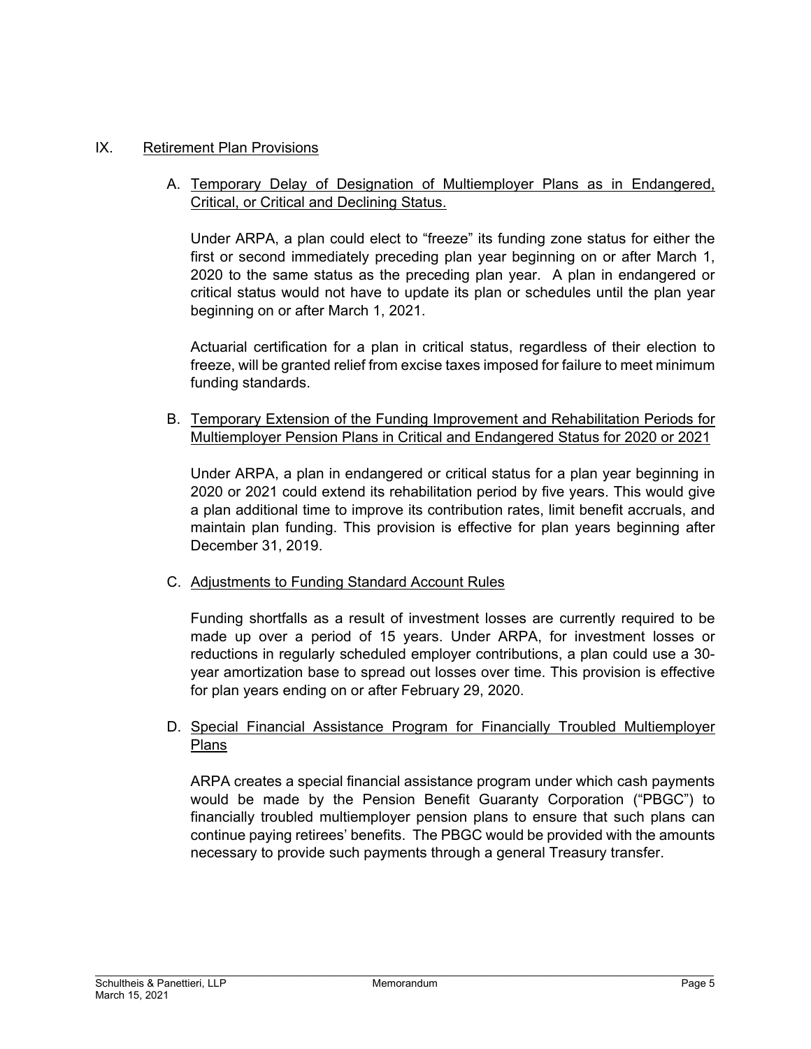## IX. Retirement Plan Provisions

### A. Temporary Delay of Designation of Multiemployer Plans as in Endangered, Critical, or Critical and Declining Status.

Under ARPA, a plan could elect to "freeze" its funding zone status for either the first or second immediately preceding plan year beginning on or after March 1, 2020 to the same status as the preceding plan year. A plan in endangered or critical status would not have to update its plan or schedules until the plan year beginning on or after March 1, 2021.

Actuarial certification for a plan in critical status, regardless of their election to freeze, will be granted relief from excise taxes imposed for failure to meet minimum funding standards.

### B. Temporary Extension of the Funding Improvement and Rehabilitation Periods for Multiemployer Pension Plans in Critical and Endangered Status for 2020 or 2021

Under ARPA, a plan in endangered or critical status for a plan year beginning in 2020 or 2021 could extend its rehabilitation period by five years. This would give a plan additional time to improve its contribution rates, limit benefit accruals, and maintain plan funding. This provision is effective for plan years beginning after December 31, 2019.

### C. Adjustments to Funding Standard Account Rules

Funding shortfalls as a result of investment losses are currently required to be made up over a period of 15 years. Under ARPA, for investment losses or reductions in regularly scheduled employer contributions, a plan could use a 30-year amortization base to spread out losses over time. This provision is effective for plan years ending on or after February 29, 2020.

### D. Special Financial Assistance Program for Financially Troubled Multiemployer Plans

ARPA creates a special financial assistance program under which cash payments would be made by the Pension Benefit Guaranty Corporation ("PBGC") to financially troubled multiemployer pension plans to ensure that such plans can continue paying retirees' benefits. The PBGC would be provided with the amounts necessary to provide such payments through a general Treasury transfer.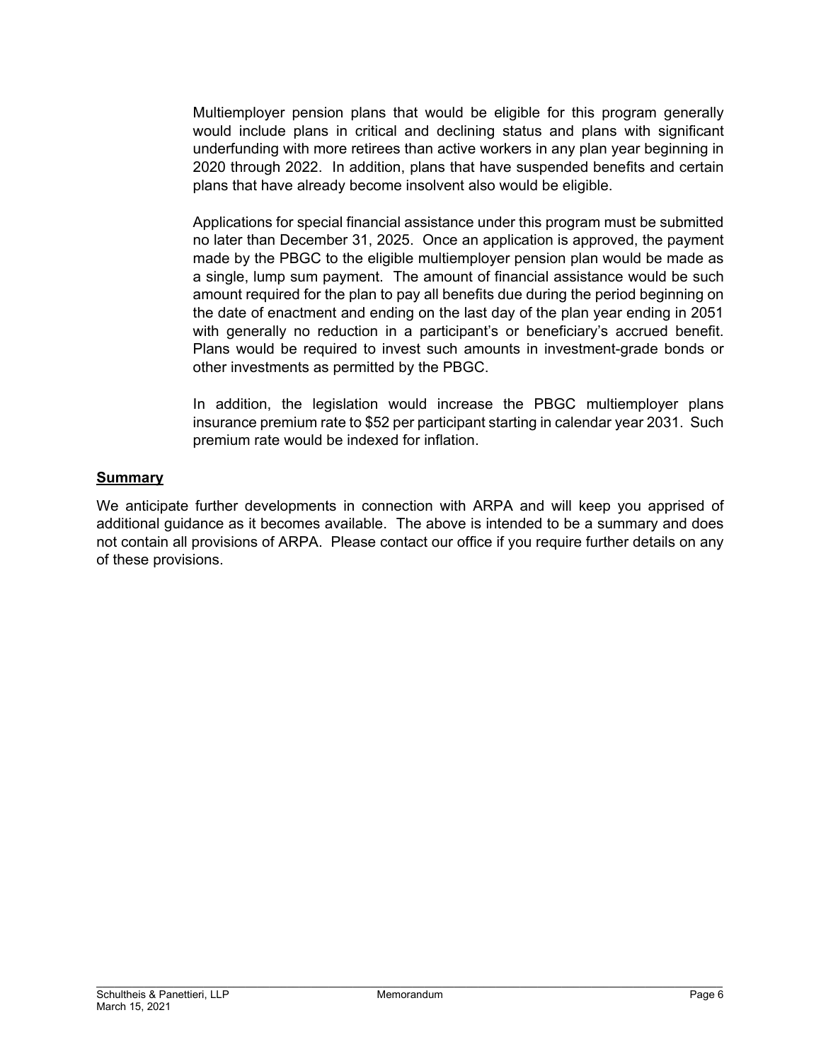Multiemployer pension plans that would be eligible for this program generally would include plans in critical and declining status and plans with significant underfunding with more retirees than active workers in any plan year beginning in 2020 through 2022. In addition, plans that have suspended benefits and certain plans that have already become insolvent also would be eligible.

Applications for special financial assistance under this program must be submitted no later than December 31, 2025. Once an application is approved, the payment made by the PBGC to the eligible multiemployer pension plan would be made as a single, lump sum payment. The amount of financial assistance would be such amount required for the plan to pay all benefits due during the period beginning on the date of enactment and ending on the last day of the plan year ending in 2051 with generally no reduction in a participant's or beneficiary's accrued benefit. Plans would be required to invest such amounts in investment-grade bonds or other investments as permitted by the PBGC.

In addition, the legislation would increase the PBGC multiemployer plans insurance premium rate to $52 per participant starting in calendar year 2031. Such premium rate would be indexed for inflation.

## Summary

We anticipate further developments in connection with ARPA and will keep you apprised of additional guidance as it becomes available. The above is intended to be a summary and does not contain all provisions of ARPA. Please contact our office if you require further details on any of these provisions.